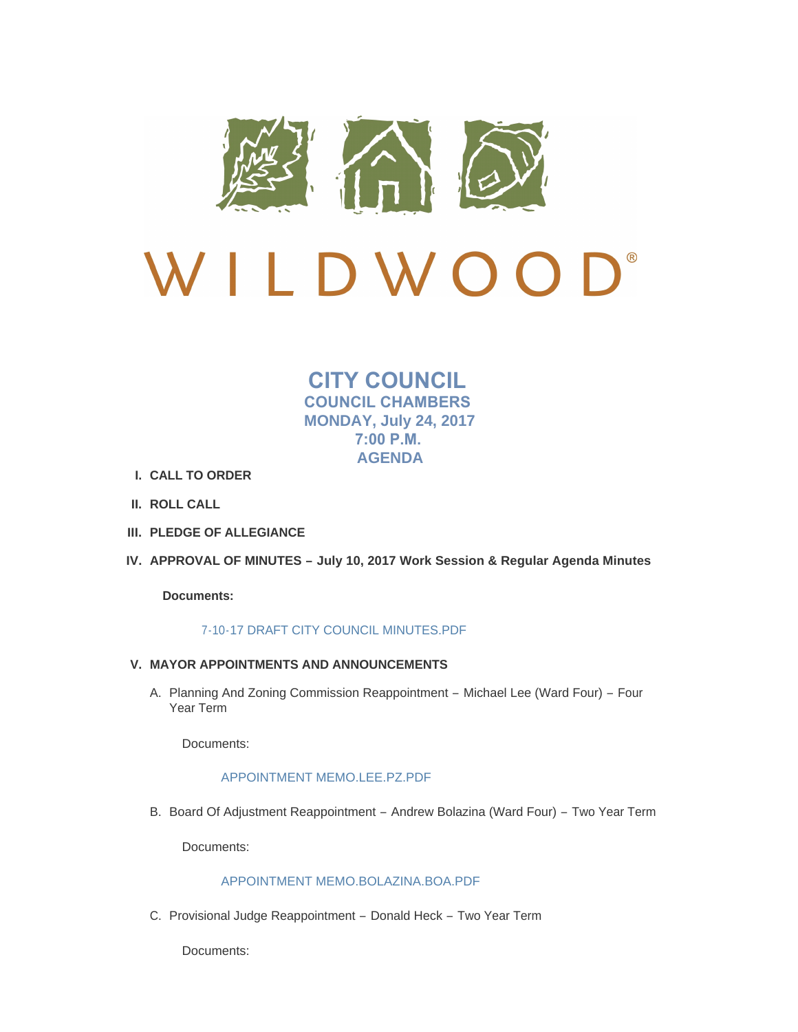WILDWOOD®

# CITY COUNCIL

## COUNCIL CHAMBERS
## MONDAY, July 24, 2017
## 7:00 P.M.
## AGENDA

I. **CALL TO ORDER**

II. **ROLL CALL**

III. **PLEDGE OF ALLEGIANCE**

IV. **APPROVAL OF MINUTES – July 10, 2017 Work Session & Regular Agenda Minutes**

**Documents:**

7-10-17 DRAFT CITY COUNCIL MINUTES.PDF

V. **MAYOR APPOINTMENTS AND ANNOUNCEMENTS**

A. Planning And Zoning Commission Reappointment – Michael Lee (Ward Four) – Four Year Term

Documents:

APPOINTMENT MEMO.LEE.PZ.PDF

B. Board Of Adjustment Reappointment – Andrew Bolazina (Ward Four) – Two Year Term

Documents:

APPOINTMENT MEMO.BOLAZINA.BOA.PDF

C. Provisional Judge Reappointment – Donald Heck – Two Year Term

Documents: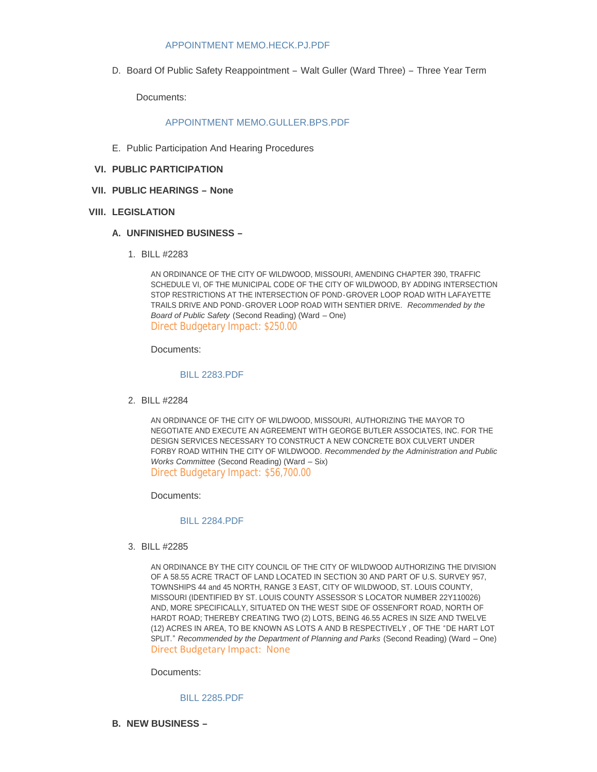APPOINTMENT MEMO.HECK.PJ.PDF

D. Board Of Public Safety Reappointment – Walt Guller (Ward Three) – Three Year Term

Documents:

APPOINTMENT MEMO.GULLER.BPS.PDF

E. Public Participation And Hearing Procedures

## VI. PUBLIC PARTICIPATION

## VII. PUBLIC HEARINGS – None

## VIII. LEGISLATION

### A. UNFINISHED BUSINESS –

1. BILL #2283

   AN ORDINANCE OF THE CITY OF WILDWOOD, MISSOURI, AMENDING CHAPTER 390, TRAFFIC SCHEDULE VI, OF THE MUNICIPAL CODE OF THE CITY OF WILDWOOD, BY ADDING INTERSECTION STOP RESTRICTIONS AT THE INTERSECTION OF POND-GROVER LOOP ROAD WITH LAFAYETTE TRAILS DRIVE AND POND-GROVER LOOP ROAD WITH SENTIER DRIVE. *Recommended by the Board of Public Safety* (Second Reading) (Ward – One)
   Direct Budgetary Impact: $250.00

   Documents:

   BILL 2283.PDF

2. BILL #2284

   AN ORDINANCE OF THE CITY OF WILDWOOD, MISSOURI, AUTHORIZING THE MAYOR TO NEGOTIATE AND EXECUTE AN AGREEMENT WITH GEORGE BUTLER ASSOCIATES, INC. FOR THE DESIGN SERVICES NECESSARY TO CONSTRUCT A NEW CONCRETE BOX CULVERT UNDER FORBY ROAD WITHIN THE CITY OF WILDWOOD. *Recommended by the Administration and Public Works Committee* (Second Reading) (Ward – Six)
   Direct Budgetary Impact: $56,700.00

   Documents:

   BILL 2284.PDF

3. BILL #2285

   AN ORDINANCE BY THE CITY COUNCIL OF THE CITY OF WILDWOOD AUTHORIZING THE DIVISION OF A 58.55 ACRE TRACT OF LAND LOCATED IN SECTION 30 AND PART OF U.S. SURVEY 957, TOWNSHIPS 44 and 45 NORTH, RANGE 3 EAST, CITY OF WILDWOOD, ST. LOUIS COUNTY, MISSOURI (IDENTIFIED BY ST. LOUIS COUNTY ASSESSOR'S LOCATOR NUMBER 22Y110026) AND, MORE SPECIFICALLY, SITUATED ON THE WEST SIDE OF OSSENFORT ROAD, NORTH OF HARDT ROAD; THEREBY CREATING TWO (2) LOTS, BEING 46.55 ACRES IN SIZE AND TWELVE (12) ACRES IN AREA, TO BE KNOWN AS LOTS A AND B RESPECTIVELY , OF THE "DE HART LOT SPLIT." *Recommended by the Department of Planning and Parks* (Second Reading) (Ward – One)
   Direct Budgetary Impact: None

   Documents:

   BILL 2285.PDF

### B. NEW BUSINESS –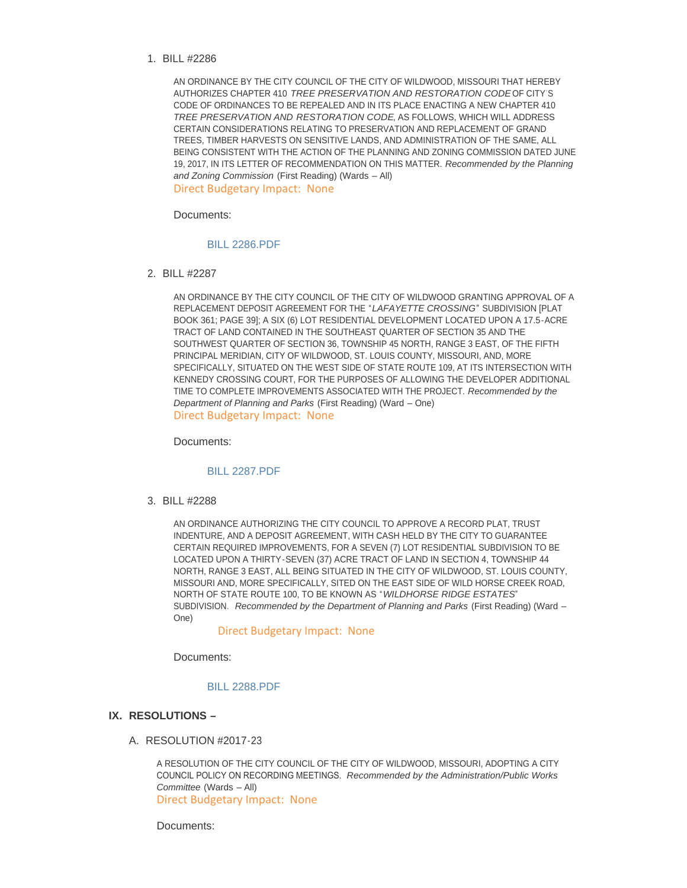1. BILL #2286

   AN ORDINANCE BY THE CITY COUNCIL OF THE CITY OF WILDWOOD, MISSOURI THAT HEREBY AUTHORIZES CHAPTER 410 *TREE PRESERVATION AND RESTORATION CODE* OF CITY'S CODE OF ORDINANCES TO BE REPEALED AND IN ITS PLACE ENACTING A NEW CHAPTER 410 *TREE PRESERVATION AND RESTORATION CODE,* AS FOLLOWS, WHICH WILL ADDRESS CERTAIN CONSIDERATIONS RELATING TO PRESERVATION AND REPLACEMENT OF GRAND TREES, TIMBER HARVESTS ON SENSITIVE LANDS, AND ADMINISTRATION OF THE SAME, ALL BEING CONSISTENT WITH THE ACTION OF THE PLANNING AND ZONING COMMISSION DATED JUNE 19, 2017, IN ITS LETTER OF RECOMMENDATION ON THIS MATTER. *Recommended by the Planning and Zoning Commission* (First Reading) (Wards – All)
   Direct Budgetary Impact: None

   Documents:

   BILL 2286.PDF

2. BILL #2287

   AN ORDINANCE BY THE CITY COUNCIL OF THE CITY OF WILDWOOD GRANTING APPROVAL OF A REPLACEMENT DEPOSIT AGREEMENT FOR THE "*LAFAYETTE CROSSING*" SUBDIVISION [PLAT BOOK 361; PAGE 39]; A SIX (6) LOT RESIDENTIAL DEVELOPMENT LOCATED UPON A 17.5-ACRE TRACT OF LAND CONTAINED IN THE SOUTHEAST QUARTER OF SECTION 35 AND THE SOUTHWEST QUARTER OF SECTION 36, TOWNSHIP 45 NORTH, RANGE 3 EAST, OF THE FIFTH PRINCIPAL MERIDIAN, CITY OF WILDWOOD, ST. LOUIS COUNTY, MISSOURI, AND, MORE SPECIFICALLY, SITUATED ON THE WEST SIDE OF STATE ROUTE 109, AT ITS INTERSECTION WITH KENNEDY CROSSING COURT, FOR THE PURPOSES OF ALLOWING THE DEVELOPER ADDITIONAL TIME TO COMPLETE IMPROVEMENTS ASSOCIATED WITH THE PROJECT. *Recommended by the Department of Planning and Parks* (First Reading) (Ward – One)
   Direct Budgetary Impact: None

   Documents:

   BILL 2287.PDF

3. BILL #2288

   AN ORDINANCE AUTHORIZING THE CITY COUNCIL TO APPROVE A RECORD PLAT, TRUST INDENTURE, AND A DEPOSIT AGREEMENT, WITH CASH HELD BY THE CITY TO GUARANTEE CERTAIN REQUIRED IMPROVEMENTS, FOR A SEVEN (7) LOT RESIDENTIAL SUBDIVISION TO BE LOCATED UPON A THIRTY-SEVEN (37) ACRE TRACT OF LAND IN SECTION 4, TOWNSHIP 44 NORTH, RANGE 3 EAST, ALL BEING SITUATED IN THE CITY OF WILDWOOD, ST. LOUIS COUNTY, MISSOURI AND, MORE SPECIFICALLY, SITED ON THE EAST SIDE OF WILD HORSE CREEK ROAD, NORTH OF STATE ROUTE 100, TO BE KNOWN AS "*WILDHORSE RIDGE ESTATES*" SUBDIVISION. *Recommended by the Department of Planning and Parks* (First Reading) (Ward – One)
   Direct Budgetary Impact: None

   Documents:

   BILL 2288.PDF

## IX. RESOLUTIONS –

A. RESOLUTION #2017-23

   A RESOLUTION OF THE CITY COUNCIL OF THE CITY OF WILDWOOD, MISSOURI, ADOPTING A CITY COUNCIL POLICY ON RECORDING MEETINGS. *Recommended by the Administration/Public Works Committee* (Wards – All)
   Direct Budgetary Impact: None

   Documents: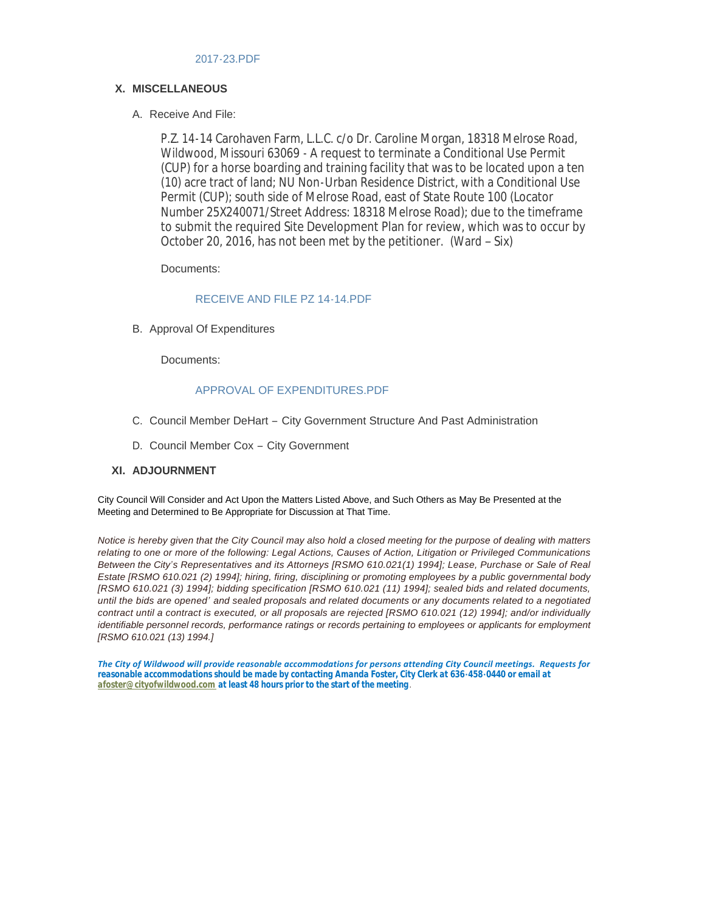2017-23.PDF

## X. MISCELLANEOUS

A. Receive And File:

P.Z. 14-14 Carohaven Farm, L.L.C. c/o Dr. Caroline Morgan, 18318 Melrose Road, Wildwood, Missouri 63069 - A request to terminate a Conditional Use Permit (CUP) for a horse boarding and training facility that was to be located upon a ten (10) acre tract of land; NU Non-Urban Residence District, with a Conditional Use Permit (CUP); south side of Melrose Road, east of State Route 100 (Locator Number 25X240071/Street Address: 18318 Melrose Road); due to the timeframe to submit the required Site Development Plan for review, which was to occur by October 20, 2016, has not been met by the petitioner. (Ward – Six)

Documents:

RECEIVE AND FILE PZ 14-14.PDF

B. Approval Of Expenditures

Documents:

APPROVAL OF EXPENDITURES.PDF

C. Council Member DeHart – City Government Structure And Past Administration

D. Council Member Cox – City Government

## XI. ADJOURNMENT

City Council Will Consider and Act Upon the Matters Listed Above, and Such Others as May Be Presented at the Meeting and Determined to Be Appropriate for Discussion at That Time.

*Notice is hereby given that the City Council may also hold a closed meeting for the purpose of dealing with matters relating to one or more of the following: Legal Actions, Causes of Action, Litigation or Privileged Communications Between the City's Representatives and its Attorneys [RSMO 610.021(1) 1994]; Lease, Purchase or Sale of Real Estate [RSMO 610.021 (2) 1994]; hiring, firing, disciplining or promoting employees by a public governmental body [RSMO 610.021 (3) 1994]; bidding specification [RSMO 610.021 (11) 1994]; sealed bids and related documents, until the bids are opened' and sealed proposals and related documents or any documents related to a negotiated contract until a contract is executed, or all proposals are rejected [RSMO 610.021 (12) 1994]; and/or individually identifiable personnel records, performance ratings or records pertaining to employees or applicants for employment [RSMO 610.021 (13) 1994.]*

***The City of Wildwood will provide reasonable accommodations for persons attending City Council meetings. Requests for reasonable accommodations should be made by contacting Amanda Foster, City Clerk at 636-458-0440 or email at afoster@cityofwildwood.com at least 48 hours prior to the start of the meeting.***